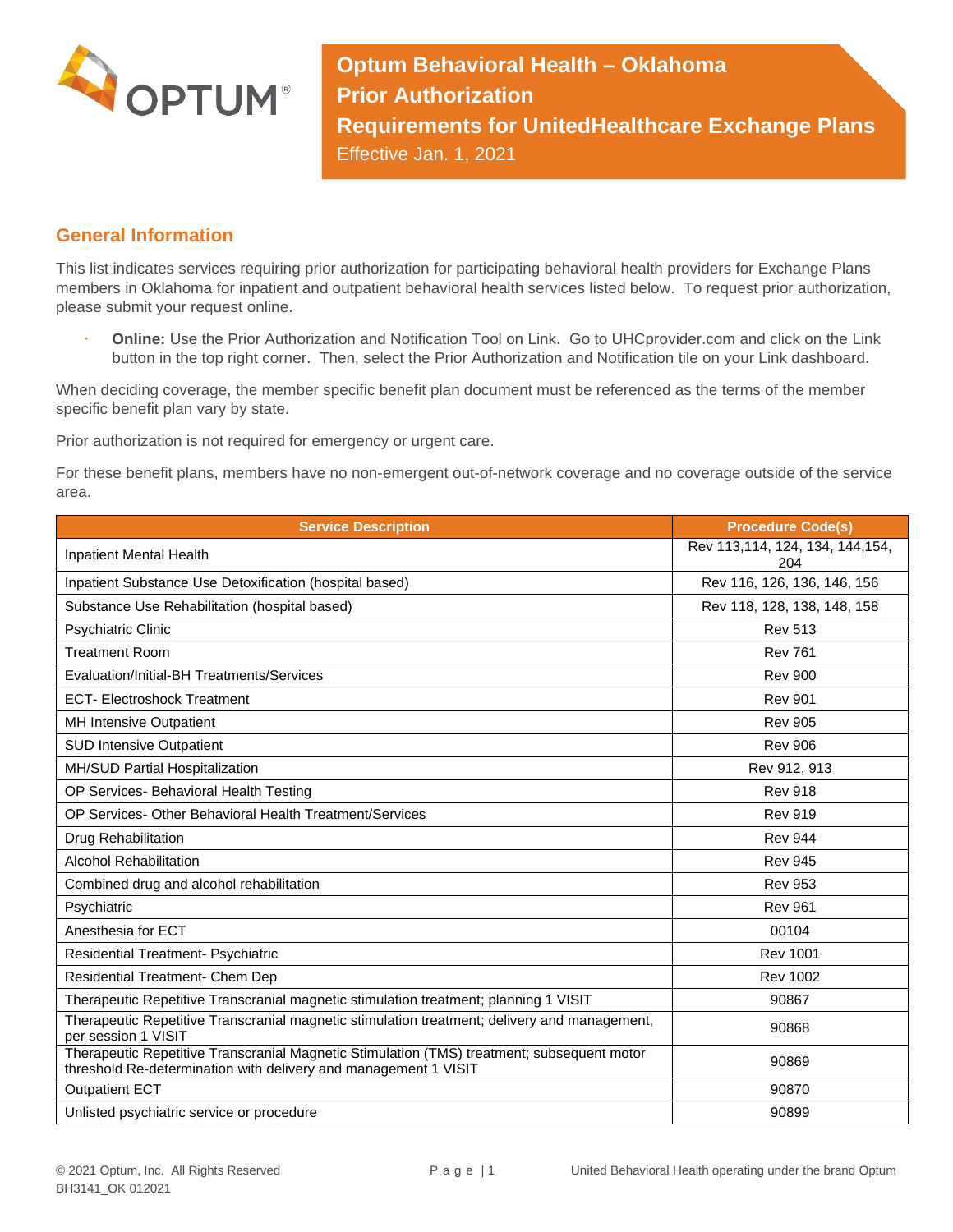# Optum Behavioral Health – Oklahoma Prior Authorization Requirements for UnitedHealthcare Exchange Plans

Effective Jan. 1, 2021

## General Information

This list indicates services requiring prior authorization for participating behavioral health providers for Exchange Plans members in Oklahoma for inpatient and outpatient behavioral health services listed below. To request prior authorization, please submit your request online.

- **Online:** Use the Prior Authorization and Notification Tool on Link. Go to UHCprovider.com and click on the Link button in the top right corner. Then, select the Prior Authorization and Notification tile on your Link dashboard.

When deciding coverage, the member specific benefit plan document must be referenced as the terms of the member specific benefit plan vary by state.

Prior authorization is not required for emergency or urgent care.

For these benefit plans, members have no non-emergent out-of-network coverage and no coverage outside of the service area.

| Service Description | Procedure Code(s) |
|---|---|
| Inpatient Mental Health | Rev 113,114, 124, 134, 144,154, 204 |
| Inpatient Substance Use Detoxification (hospital based) | Rev 116, 126, 136, 146, 156 |
| Substance Use Rehabilitation (hospital based) | Rev 118, 128, 138, 148, 158 |
| Psychiatric Clinic | Rev 513 |
| Treatment Room | Rev 761 |
| Evaluation/Initial-BH Treatments/Services | Rev 900 |
| ECT- Electroshock Treatment | Rev 901 |
| MH Intensive Outpatient | Rev 905 |
| SUD Intensive Outpatient | Rev 906 |
| MH/SUD Partial Hospitalization | Rev 912, 913 |
| OP Services- Behavioral Health Testing | Rev 918 |
| OP Services- Other Behavioral Health Treatment/Services | Rev 919 |
| Drug Rehabilitation | Rev 944 |
| Alcohol Rehabilitation | Rev 945 |
| Combined drug and alcohol rehabilitation | Rev 953 |
| Psychiatric | Rev 961 |
| Anesthesia for ECT | 00104 |
| Residential Treatment- Psychiatric | Rev 1001 |
| Residential Treatment- Chem Dep | Rev 1002 |
| Therapeutic Repetitive Transcranial magnetic stimulation treatment; planning 1 VISIT | 90867 |
| Therapeutic Repetitive Transcranial magnetic stimulation treatment; delivery and management, per session 1 VISIT | 90868 |
| Therapeutic Repetitive Transcranial Magnetic Stimulation (TMS) treatment; subsequent motor threshold Re-determination with delivery and management 1 VISIT | 90869 |
| Outpatient ECT | 90870 |
| Unlisted psychiatric service or procedure | 90899 |

© 2021 Optum, Inc. All Rights Reserved
BH3141_OK 012021

United Behavioral Health operating under the brand Optum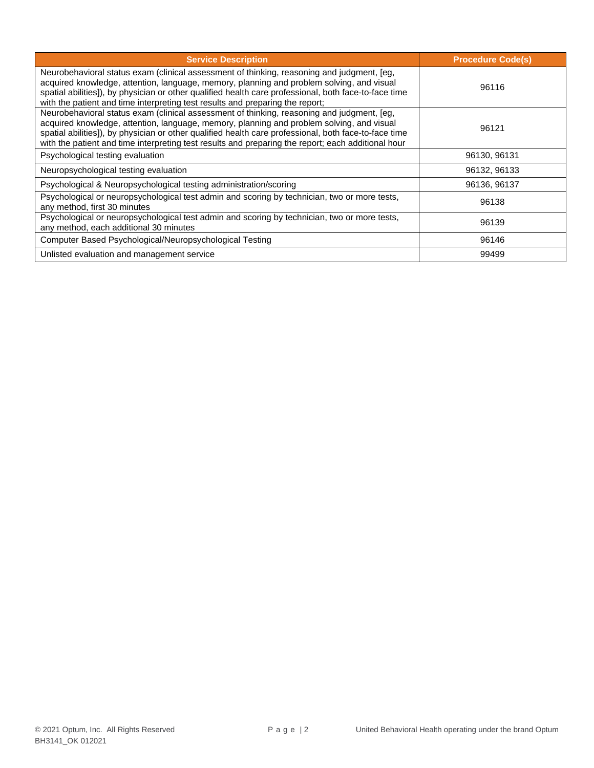| Service Description | Procedure Code(s) |
|---|---|
| Neurobehavioral status exam (clinical assessment of thinking, reasoning and judgment, [eg, acquired knowledge, attention, language, memory, planning and problem solving, and visual spatial abilities]), by physician or other qualified health care professional, both face-to-face time with the patient and time interpreting test results and preparing the report; | 96116 |
| Neurobehavioral status exam (clinical assessment of thinking, reasoning and judgment, [eg, acquired knowledge, attention, language, memory, planning and problem solving, and visual spatial abilities]), by physician or other qualified health care professional, both face-to-face time with the patient and time interpreting test results and preparing the report; each additional hour | 96121 |
| Psychological testing evaluation | 96130, 96131 |
| Neuropsychological testing evaluation | 96132, 96133 |
| Psychological & Neuropsychological testing administration/scoring | 96136, 96137 |
| Psychological or neuropsychological test admin and scoring by technician, two or more tests, any method, first 30 minutes | 96138 |
| Psychological or neuropsychological test admin and scoring by technician, two or more tests, any method, each additional 30 minutes | 96139 |
| Computer Based Psychological/Neuropsychological Testing | 96146 |
| Unlisted evaluation and management service | 99499 |